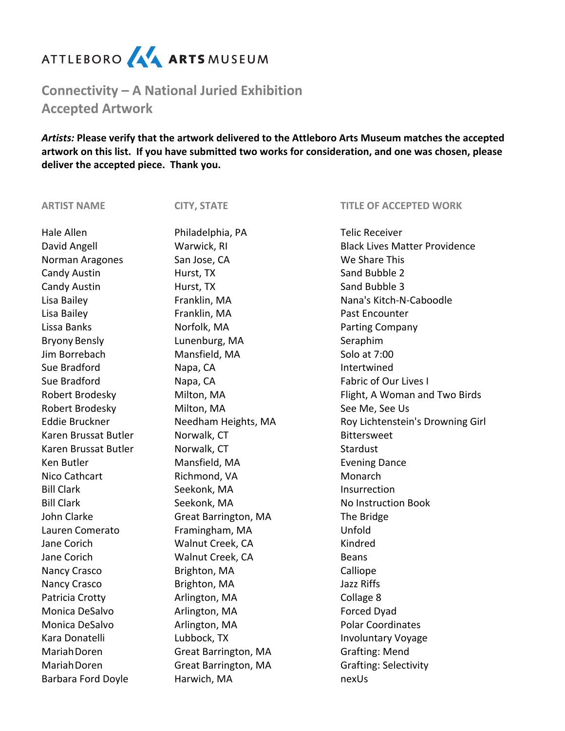ATTLEBORO ARTS MUSEUM

## Connectivity – A National Juried Exhibition
## Accepted Artwork

***Artists:* Please verify that the artwork delivered to the Attleboro Arts Museum matches the accepted artwork on this list. If you have submitted two works for consideration, and one was chosen, please deliver the accepted piece. Thank you.**

| ARTIST NAME | CITY, STATE | TITLE OF ACCEPTED WORK |
| --- | --- | --- |
| Hale Allen | Philadelphia, PA | Telic Receiver |
| David Angell | Warwick, RI | Black Lives Matter Providence |
| Norman Aragones | San Jose, CA | We Share This |
| Candy Austin | Hurst, TX | Sand Bubble 2 |
| Candy Austin | Hurst, TX | Sand Bubble 3 |
| Lisa Bailey | Franklin, MA | Nana's Kitch-N-Caboodle |
| Lisa Bailey | Franklin, MA | Past Encounter |
| Lissa Banks | Norfolk, MA | Parting Company |
| Bryony Bensly | Lunenburg, MA | Seraphim |
| Jim Borrebach | Mansfield, MA | Solo at 7:00 |
| Sue Bradford | Napa, CA | Intertwined |
| Sue Bradford | Napa, CA | Fabric of Our Lives I |
| Robert Brodesky | Milton, MA | Flight, A Woman and Two Birds |
| Robert Brodesky | Milton, MA | See Me, See Us |
| Eddie Bruckner | Needham Heights, MA | Roy Lichtenstein's Drowning Girl |
| Karen Brussat Butler | Norwalk, CT | Bittersweet |
| Karen Brussat Butler | Norwalk, CT | Stardust |
| Ken Butler | Mansfield, MA | Evening Dance |
| Nico Cathcart | Richmond, VA | Monarch |
| Bill Clark | Seekonk, MA | Insurrection |
| Bill Clark | Seekonk, MA | No Instruction Book |
| John Clarke | Great Barrington, MA | The Bridge |
| Lauren Comerato | Framingham, MA | Unfold |
| Jane Corich | Walnut Creek, CA | Kindred |
| Jane Corich | Walnut Creek, CA | Beans |
| Nancy Crasco | Brighton, MA | Calliope |
| Nancy Crasco | Brighton, MA | Jazz Riffs |
| Patricia Crotty | Arlington, MA | Collage 8 |
| Monica DeSalvo | Arlington, MA | Forced Dyad |
| Monica DeSalvo | Arlington, MA | Polar Coordinates |
| Kara Donatelli | Lubbock, TX | Involuntary Voyage |
| Mariah Doren | Great Barrington, MA | Grafting: Mend |
| Mariah Doren | Great Barrington, MA | Grafting: Selectivity |
| Barbara Ford Doyle | Harwich, MA | nexUs |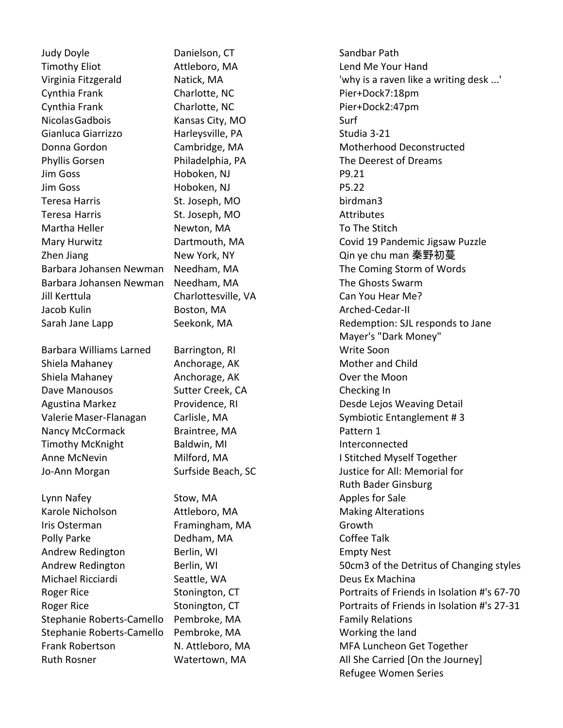| | | |
|---|---|---|
| Judy Doyle | Danielson, CT | Sandbar Path |
| Timothy Eliot | Attleboro, MA | Lend Me Your Hand |
| Virginia Fitzgerald | Natick, MA | 'why is a raven like a writing desk ...' |
| Cynthia Frank | Charlotte, NC | Pier+Dock7:18pm |
| Cynthia Frank | Charlotte, NC | Pier+Dock2:47pm |
| Nicolas Gadbois | Kansas City, MO | Surf |
| Gianluca Giarrizzo | Harleysville, PA | Studia 3-21 |
| Donna Gordon | Cambridge, MA | Motherhood Deconstructed |
| Phyllis Gorsen | Philadelphia, PA | The Deerest of Dreams |
| Jim Goss | Hoboken, NJ | P9.21 |
| Jim Goss | Hoboken, NJ | P5.22 |
| Teresa Harris | St. Joseph, MO | birdman3 |
| Teresa Harris | St. Joseph, MO | Attributes |
| Martha Heller | Newton, MA | To The Stitch |
| Mary Hurwitz | Dartmouth, MA | Covid 19 Pandemic Jigsaw Puzzle |
| Zhen Jiang | New York, NY | Qin ye chu man 秦野初蔓 |
| Barbara Johansen Newman | Needham, MA | The Coming Storm of Words |
| Barbara Johansen Newman | Needham, MA | The Ghosts Swarm |
| Jill Kerttula | Charlottesville, VA | Can You Hear Me? |
| Jacob Kulin | Boston, MA | Arched-Cedar-II |
| Sarah Jane Lapp | Seekonk, MA | Redemption: SJL responds to Jane Mayer's "Dark Money" |
| Barbara Williams Larned | Barrington, RI | Write Soon |
| Shiela Mahaney | Anchorage, AK | Mother and Child |
| Shiela Mahaney | Anchorage, AK | Over the Moon |
| Dave Manousos | Sutter Creek, CA | Checking In |
| Agustina Markez | Providence, RI | Desde Lejos Weaving Detail |
| Valerie Maser-Flanagan | Carlisle, MA | Symbiotic Entanglement # 3 |
| Nancy McCormack | Braintree, MA | Pattern 1 |
| Timothy McKnight | Baldwin, MI | Interconnected |
| Anne McNevin | Milford, MA | I Stitched Myself Together |
| Jo-Ann Morgan | Surfside Beach, SC | Justice for All: Memorial for Ruth Bader Ginsburg |
| Lynn Nafey | Stow, MA | Apples for Sale |
| Karole Nicholson | Attleboro, MA | Making Alterations |
| Iris Osterman | Framingham, MA | Growth |
| Polly Parke | Dedham, MA | Coffee Talk |
| Andrew Redington | Berlin, WI | Empty Nest |
| Andrew Redington | Berlin, WI | 50cm3 of the Detritus of Changing styles |
| Michael Ricciardi | Seattle, WA | Deus Ex Machina |
| Roger Rice | Stonington, CT | Portraits of Friends in Isolation #'s 67-70 |
| Roger Rice | Stonington, CT | Portraits of Friends in Isolation #'s 27-31 |
| Stephanie Roberts-Camello | Pembroke, MA | Family Relations |
| Stephanie Roberts-Camello | Pembroke, MA | Working the land |
| Frank Robertson | N. Attleboro, MA | MFA Luncheon Get Together |
| Ruth Rosner | Watertown, MA | All She Carried [On the Journey] Refugee Women Series |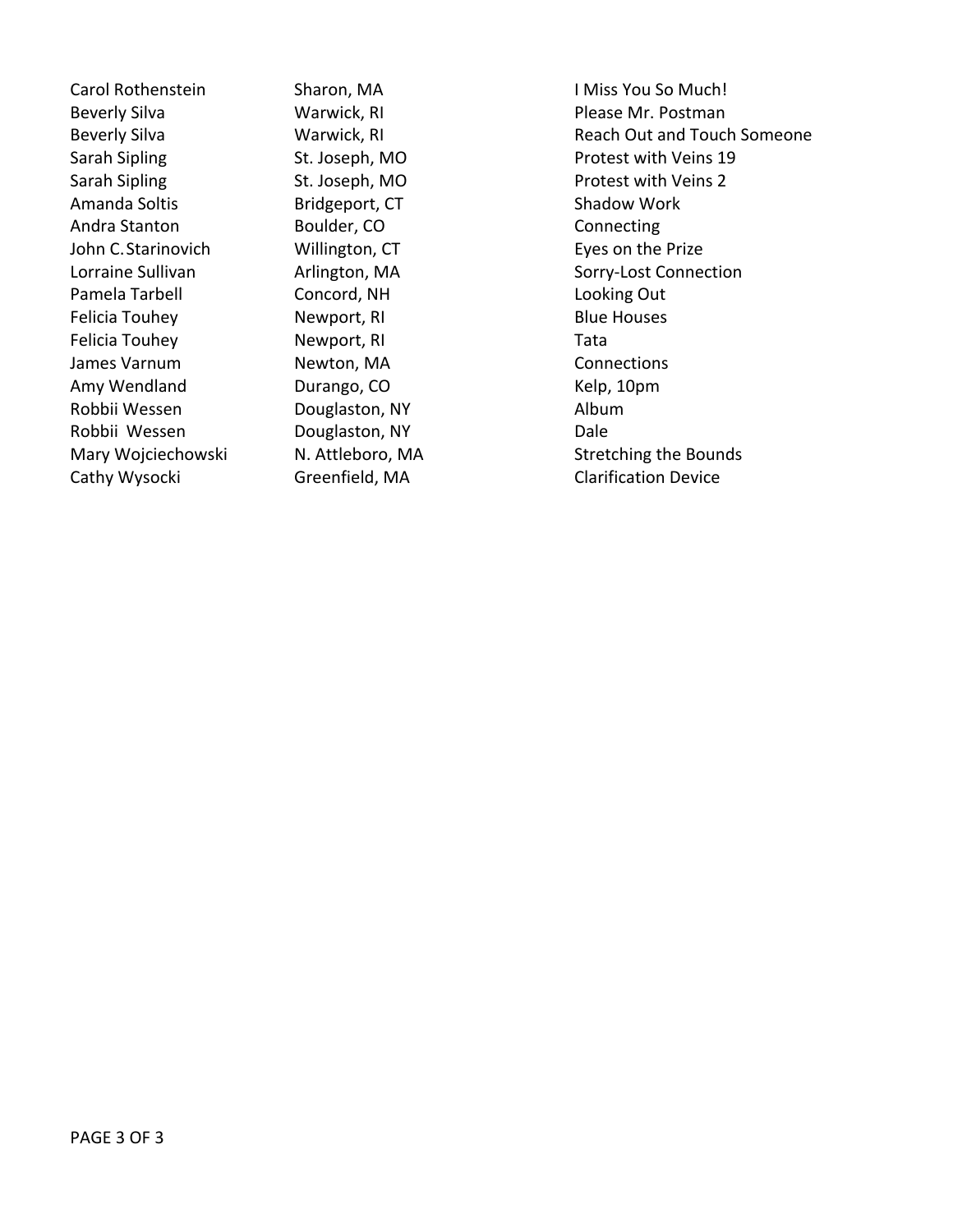| | | |
|---|---|---|
| Carol Rothenstein | Sharon, MA | I Miss You So Much! |
| Beverly Silva | Warwick, RI | Please Mr. Postman |
| Beverly Silva | Warwick, RI | Reach Out and Touch Someone |
| Sarah Sipling | St. Joseph, MO | Protest with Veins 19 |
| Sarah Sipling | St. Joseph, MO | Protest with Veins 2 |
| Amanda Soltis | Bridgeport, CT | Shadow Work |
| Andra Stanton | Boulder, CO | Connecting |
| John C. Starinovich | Willington, CT | Eyes on the Prize |
| Lorraine Sullivan | Arlington, MA | Sorry-Lost Connection |
| Pamela Tarbell | Concord, NH | Looking Out |
| Felicia Touhey | Newport, RI | Blue Houses |
| Felicia Touhey | Newport, RI | Tata |
| James Varnum | Newton, MA | Connections |
| Amy Wendland | Durango, CO | Kelp, 10pm |
| Robbii Wessen | Douglaston, NY | Album |
| Robbii Wessen | Douglaston, NY | Dale |
| Mary Wojciechowski | N. Attleboro, MA | Stretching the Bounds |
| Cathy Wysocki | Greenfield, MA | Clarification Device |